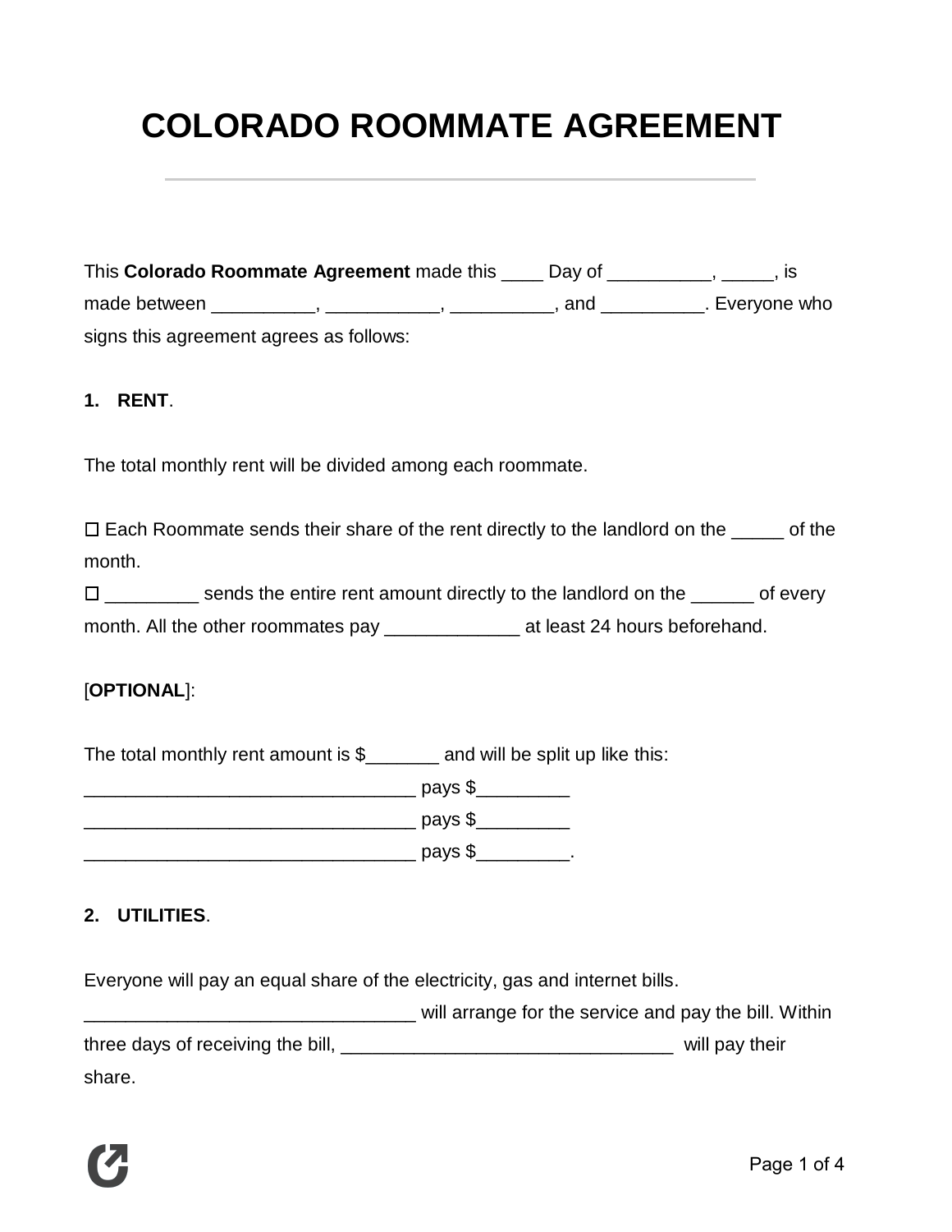# COLORADO ROOMMATE AGREEMENT

This **Colorado Roommate Agreement** made this ____ Day of __________, _____, is made between __________, ___________, __________, and __________. Everyone who signs this agreement agrees as follows:

**1. RENT**.

The total monthly rent will be divided among each roommate.

☐ Each Roommate sends their share of the rent directly to the landlord on the _____ of the month.
☐ _________ sends the entire rent amount directly to the landlord on the ______ of every month. All the other roommates pay _____________ at least 24 hours beforehand.

[**OPTIONAL**]:

The total monthly rent amount is $_______ and will be split up like this:
________________________________ pays $_________
________________________________ pays $_________
________________________________ pays $_________.

**2. UTILITIES**.

Everyone will pay an equal share of the electricity, gas and internet bills. ________________________________ will arrange for the service and pay the bill. Within three days of receiving the bill, ________________________________ will pay their share.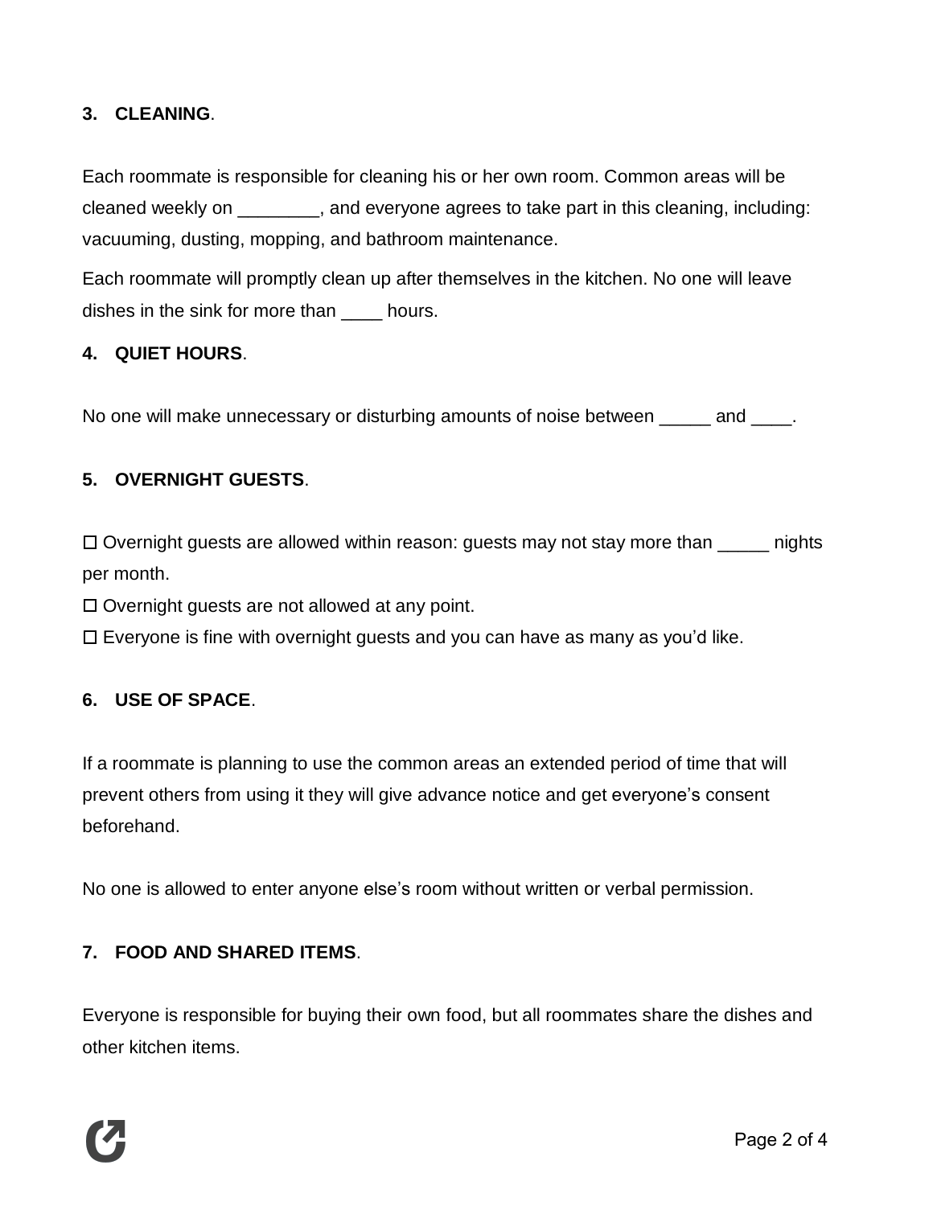**3. CLEANING**.

Each roommate is responsible for cleaning his or her own room. Common areas will be cleaned weekly on ________, and everyone agrees to take part in this cleaning, including: vacuuming, dusting, mopping, and bathroom maintenance.

Each roommate will promptly clean up after themselves in the kitchen. No one will leave dishes in the sink for more than ____ hours.

**4. QUIET HOURS**.

No one will make unnecessary or disturbing amounts of noise between _____ and ____.

**5. OVERNIGHT GUESTS**.

☐ Overnight guests are allowed within reason: guests may not stay more than _____ nights per month.
☐ Overnight guests are not allowed at any point.
☐ Everyone is fine with overnight guests and you can have as many as you'd like.

**6. USE OF SPACE**.

If a roommate is planning to use the common areas an extended period of time that will prevent others from using it they will give advance notice and get everyone's consent beforehand.

No one is allowed to enter anyone else's room without written or verbal permission.

**7. FOOD AND SHARED ITEMS**.

Everyone is responsible for buying their own food, but all roommates share the dishes and other kitchen items.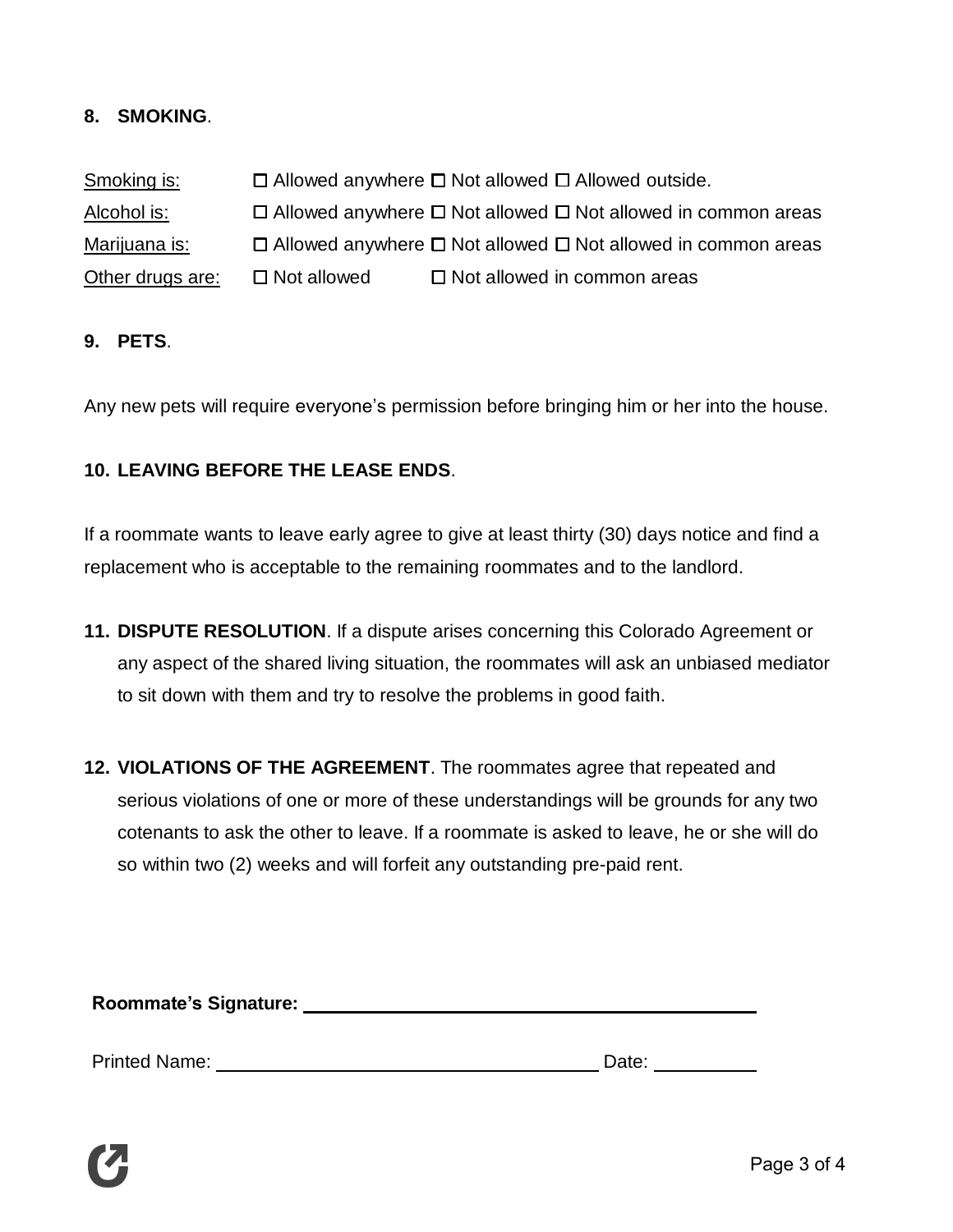**8. SMOKING**.

Smoking is: ☐ Allowed anywhere ☐ Not allowed ☐ Allowed outside.

Alcohol is: ☐ Allowed anywhere ☐ Not allowed ☐ Not allowed in common areas

Marijuana is: ☐ Allowed anywhere ☐ Not allowed ☐ Not allowed in common areas

Other drugs are: ☐ Not allowed ☐ Not allowed in common areas

**9. PETS**.

Any new pets will require everyone's permission before bringing him or her into the house.

**10. LEAVING BEFORE THE LEASE ENDS**.

If a roommate wants to leave early agree to give at least thirty (30) days notice and find a replacement who is acceptable to the remaining roommates and to the landlord.

**11. DISPUTE RESOLUTION**. If a dispute arises concerning this Colorado Agreement or any aspect of the shared living situation, the roommates will ask an unbiased mediator to sit down with them and try to resolve the problems in good faith.

**12. VIOLATIONS OF THE AGREEMENT**. The roommates agree that repeated and serious violations of one or more of these understandings will be grounds for any two cotenants to ask the other to leave. If a roommate is asked to leave, he or she will do so within two (2) weeks and will forfeit any outstanding pre-paid rent.

**Roommate's Signature:** ______________________________

Printed Name: ______________________________ Date: __________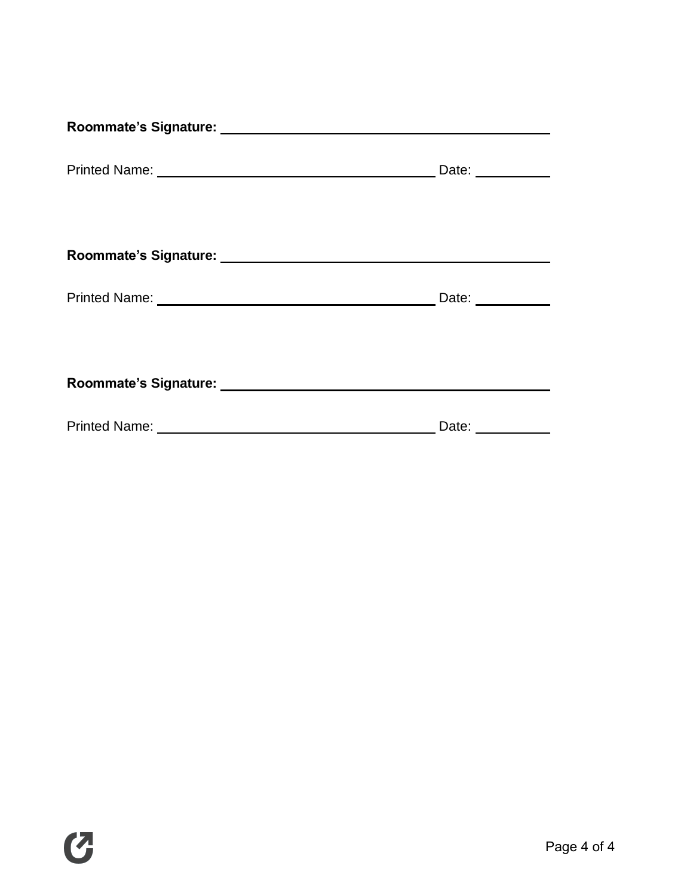**Roommate's Signature:** ________________________________________

Printed Name: ________________________________ Date: __________

**Roommate's Signature:** ________________________________________

Printed Name: ________________________________ Date: __________

**Roommate's Signature:** ________________________________________

Printed Name: ________________________________ Date: __________